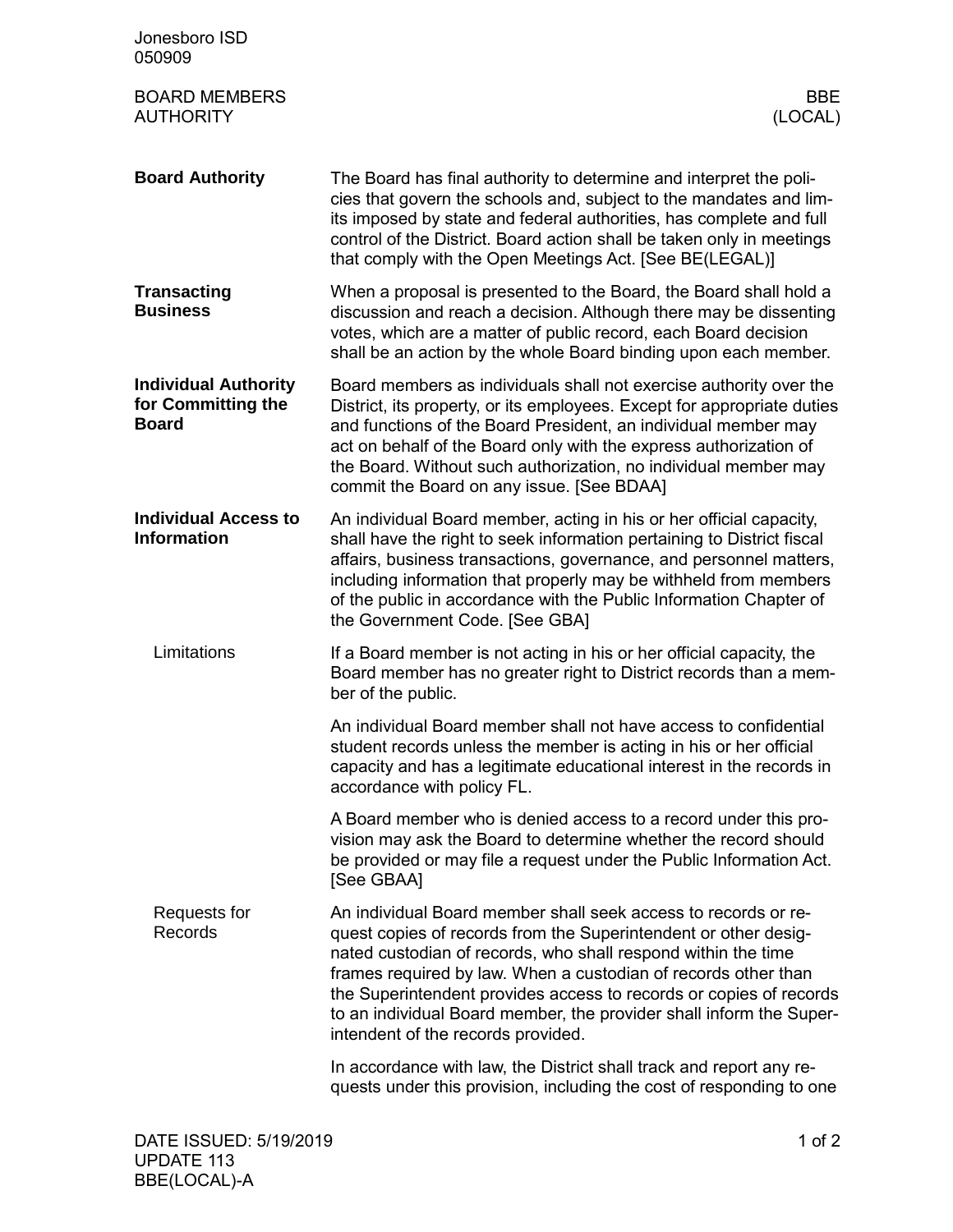## Board Authority

The Board has final authority to determine and interpret the policies that govern the schools and, subject to the mandates and limits imposed by state and federal authorities, has complete and full control of the District. Board action shall be taken only in meetings that comply with the Open Meetings Act. [See BE(LEGAL)]

## Transacting Business

When a proposal is presented to the Board, the Board shall hold a discussion and reach a decision. Although there may be dissenting votes, which are a matter of public record, each Board decision shall be an action by the whole Board binding upon each member.

## Individual Authority for Committing the Board

Board members as individuals shall not exercise authority over the District, its property, or its employees. Except for appropriate duties and functions of the Board President, an individual member may act on behalf of the Board only with the express authorization of the Board. Without such authorization, no individual member may commit the Board on any issue. [See BDAA]

## Individual Access to Information

An individual Board member, acting in his or her official capacity, shall have the right to seek information pertaining to District fiscal affairs, business transactions, governance, and personnel matters, including information that properly may be withheld from members of the public in accordance with the Public Information Chapter of the Government Code. [See GBA]

### Limitations

If a Board member is not acting in his or her official capacity, the Board member has no greater right to District records than a member of the public.

An individual Board member shall not have access to confidential student records unless the member is acting in his or her official capacity and has a legitimate educational interest in the records in accordance with policy FL.

A Board member who is denied access to a record under this provision may ask the Board to determine whether the record should be provided or may file a request under the Public Information Act. [See GBAA]

### Requests for Records

An individual Board member shall seek access to records or request copies of records from the Superintendent or other designated custodian of records, who shall respond within the time frames required by law. When a custodian of records other than the Superintendent provides access to records or copies of records to an individual Board member, the provider shall inform the Superintendent of the records provided.

In accordance with law, the District shall track and report any requests under this provision, including the cost of responding to one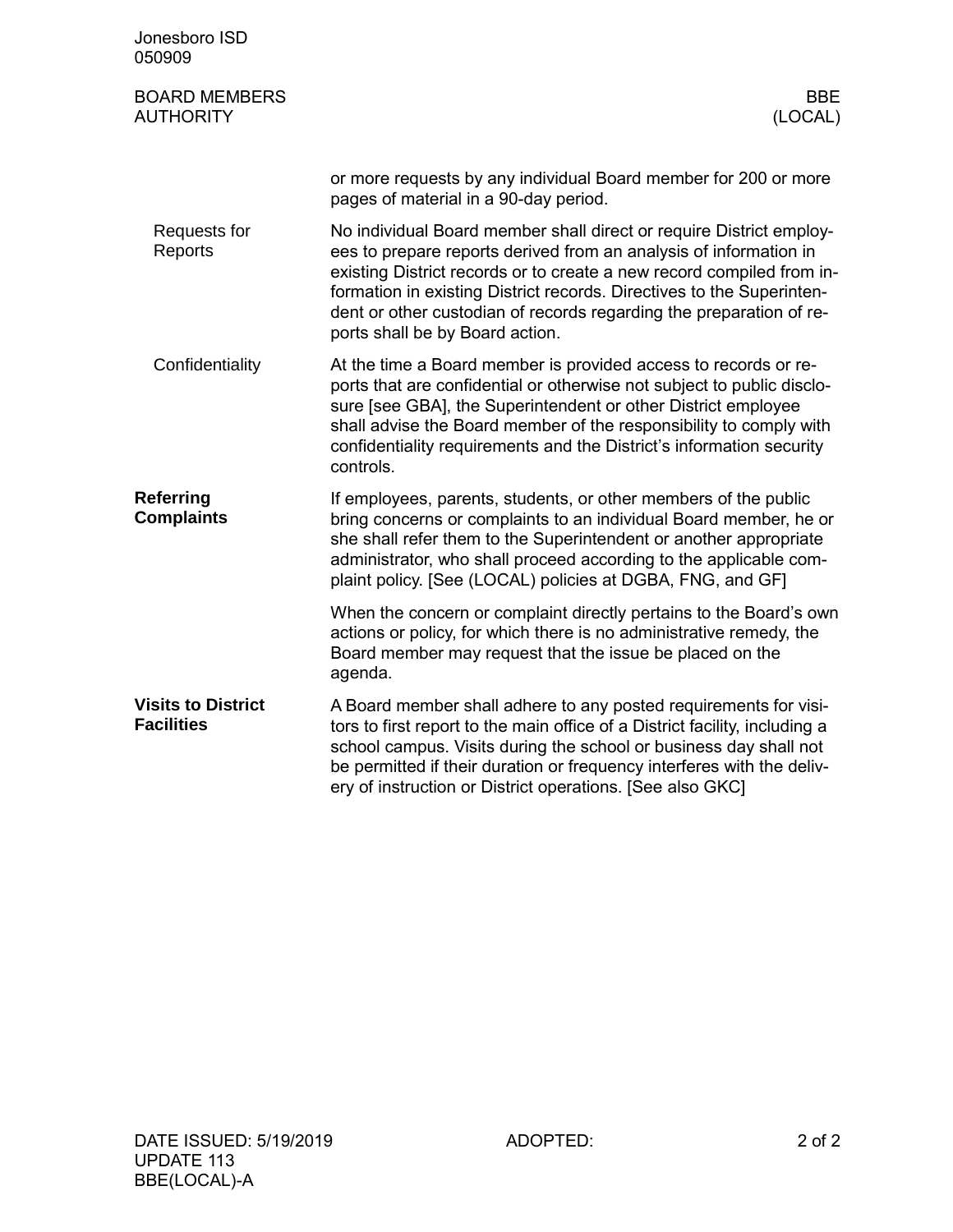or more requests by any individual Board member for 200 or more pages of material in a 90-day period.

### Requests for Reports

No individual Board member shall direct or require District employees to prepare reports derived from an analysis of information in existing District records or to create a new record compiled from information in existing District records. Directives to the Superintendent or other custodian of records regarding the preparation of reports shall be by Board action.

### Confidentiality

At the time a Board member is provided access to records or reports that are confidential or otherwise not subject to public disclosure [see GBA], the Superintendent or other District employee shall advise the Board member of the responsibility to comply with confidentiality requirements and the District's information security controls.

## Referring Complaints

If employees, parents, students, or other members of the public bring concerns or complaints to an individual Board member, he or she shall refer them to the Superintendent or another appropriate administrator, who shall proceed according to the applicable complaint policy. [See (LOCAL) policies at DGBA, FNG, and GF]

When the concern or complaint directly pertains to the Board's own actions or policy, for which there is no administrative remedy, the Board member may request that the issue be placed on the agenda.

## Visits to District Facilities

A Board member shall adhere to any posted requirements for visitors to first report to the main office of a District facility, including a school campus. Visits during the school or business day shall not be permitted if their duration or frequency interferes with the delivery of instruction or District operations. [See also GKC]